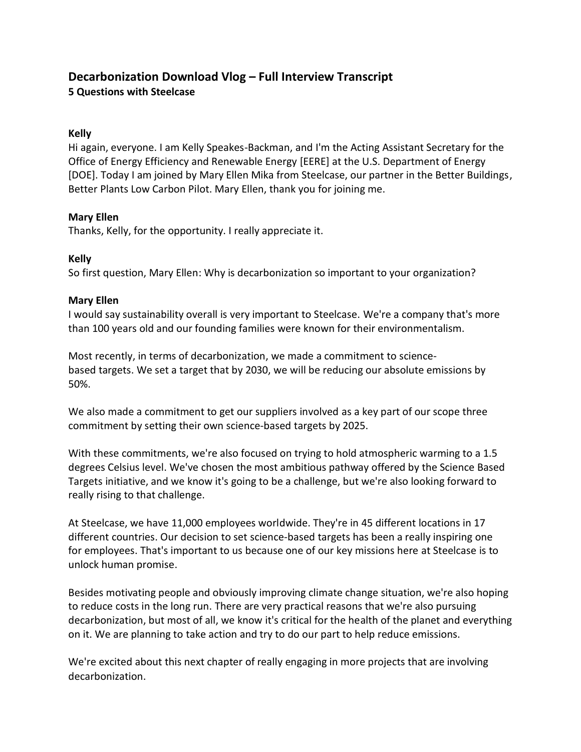# Decarbonization Download Vlog – Full Interview Transcript

## 5 Questions with Steelcase

**Kelly**

Hi again, everyone. I am Kelly Speakes-Backman, and I'm the Acting Assistant Secretary for the Office of Energy Efficiency and Renewable Energy [EERE] at the U.S. Department of Energy [DOE]. Today I am joined by Mary Ellen Mika from Steelcase, our partner in the Better Buildings, Better Plants Low Carbon Pilot. Mary Ellen, thank you for joining me.

**Mary Ellen**

Thanks, Kelly, for the opportunity. I really appreciate it.

**Kelly**

So first question, Mary Ellen: Why is decarbonization so important to your organization?

**Mary Ellen**

I would say sustainability overall is very important to Steelcase. We're a company that's more than 100 years old and our founding families were known for their environmentalism.

Most recently, in terms of decarbonization, we made a commitment to science-based targets. We set a target that by 2030, we will be reducing our absolute emissions by 50%.

We also made a commitment to get our suppliers involved as a key part of our scope three commitment by setting their own science-based targets by 2025.

With these commitments, we're also focused on trying to hold atmospheric warming to a 1.5 degrees Celsius level. We've chosen the most ambitious pathway offered by the Science Based Targets initiative, and we know it's going to be a challenge, but we're also looking forward to really rising to that challenge.

At Steelcase, we have 11,000 employees worldwide. They're in 45 different locations in 17 different countries. Our decision to set science-based targets has been a really inspiring one for employees. That's important to us because one of our key missions here at Steelcase is to unlock human promise.

Besides motivating people and obviously improving climate change situation, we're also hoping to reduce costs in the long run. There are very practical reasons that we're also pursuing decarbonization, but most of all, we know it's critical for the health of the planet and everything on it. We are planning to take action and try to do our part to help reduce emissions.

We're excited about this next chapter of really engaging in more projects that are involving decarbonization.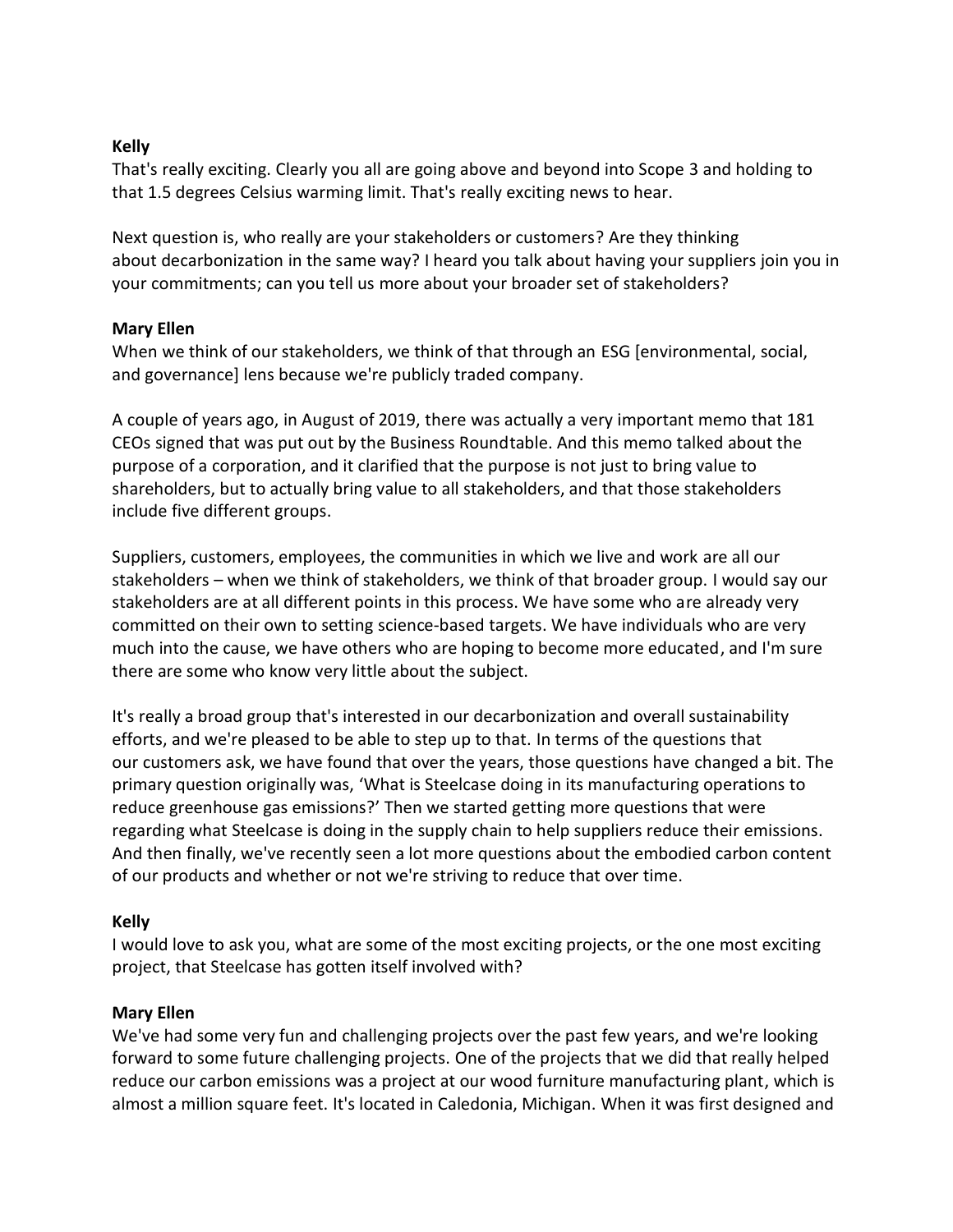**Kelly**
That's really exciting. Clearly you all are going above and beyond into Scope 3 and holding to that 1.5 degrees Celsius warming limit. That's really exciting news to hear.

Next question is, who really are your stakeholders or customers? Are they thinking about decarbonization in the same way? I heard you talk about having your suppliers join you in your commitments; can you tell us more about your broader set of stakeholders?

**Mary Ellen**
When we think of our stakeholders, we think of that through an ESG [environmental, social, and governance] lens because we're publicly traded company.

A couple of years ago, in August of 2019, there was actually a very important memo that 181 CEOs signed that was put out by the Business Roundtable. And this memo talked about the purpose of a corporation, and it clarified that the purpose is not just to bring value to shareholders, but to actually bring value to all stakeholders, and that those stakeholders include five different groups.

Suppliers, customers, employees, the communities in which we live and work are all our stakeholders – when we think of stakeholders, we think of that broader group. I would say our stakeholders are at all different points in this process. We have some who are already very committed on their own to setting science-based targets. We have individuals who are very much into the cause, we have others who are hoping to become more educated, and I'm sure there are some who know very little about the subject.

It's really a broad group that's interested in our decarbonization and overall sustainability efforts, and we're pleased to be able to step up to that. In terms of the questions that our customers ask, we have found that over the years, those questions have changed a bit. The primary question originally was, 'What is Steelcase doing in its manufacturing operations to reduce greenhouse gas emissions?' Then we started getting more questions that were regarding what Steelcase is doing in the supply chain to help suppliers reduce their emissions. And then finally, we've recently seen a lot more questions about the embodied carbon content of our products and whether or not we're striving to reduce that over time.

**Kelly**
I would love to ask you, what are some of the most exciting projects, or the one most exciting project, that Steelcase has gotten itself involved with?

**Mary Ellen**
We've had some very fun and challenging projects over the past few years, and we're looking forward to some future challenging projects. One of the projects that we did that really helped reduce our carbon emissions was a project at our wood furniture manufacturing plant, which is almost a million square feet. It's located in Caledonia, Michigan. When it was first designed and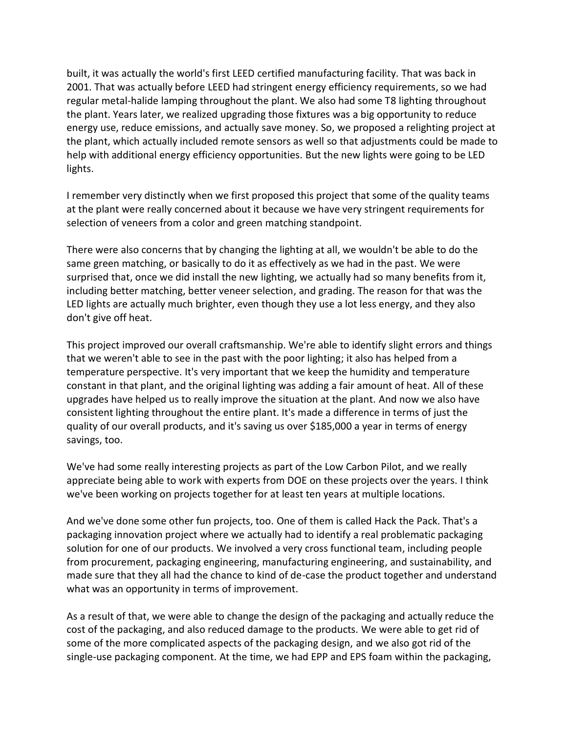built, it was actually the world's first LEED certified manufacturing facility. That was back in 2001. That was actually before LEED had stringent energy efficiency requirements, so we had regular metal-halide lamping throughout the plant. We also had some T8 lighting throughout the plant. Years later, we realized upgrading those fixtures was a big opportunity to reduce energy use, reduce emissions, and actually save money. So, we proposed a relighting project at the plant, which actually included remote sensors as well so that adjustments could be made to help with additional energy efficiency opportunities. But the new lights were going to be LED lights.

I remember very distinctly when we first proposed this project that some of the quality teams at the plant were really concerned about it because we have very stringent requirements for selection of veneers from a color and green matching standpoint.

There were also concerns that by changing the lighting at all, we wouldn't be able to do the same green matching, or basically to do it as effectively as we had in the past. We were surprised that, once we did install the new lighting, we actually had so many benefits from it, including better matching, better veneer selection, and grading. The reason for that was the LED lights are actually much brighter, even though they use a lot less energy, and they also don't give off heat.

This project improved our overall craftsmanship. We're able to identify slight errors and things that we weren't able to see in the past with the poor lighting; it also has helped from a temperature perspective. It's very important that we keep the humidity and temperature constant in that plant, and the original lighting was adding a fair amount of heat. All of these upgrades have helped us to really improve the situation at the plant. And now we also have consistent lighting throughout the entire plant. It's made a difference in terms of just the quality of our overall products, and it's saving us over $185,000 a year in terms of energy savings, too.

We've had some really interesting projects as part of the Low Carbon Pilot, and we really appreciate being able to work with experts from DOE on these projects over the years. I think we've been working on projects together for at least ten years at multiple locations.

And we've done some other fun projects, too. One of them is called Hack the Pack. That's a packaging innovation project where we actually had to identify a real problematic packaging solution for one of our products. We involved a very cross functional team, including people from procurement, packaging engineering, manufacturing engineering, and sustainability, and made sure that they all had the chance to kind of de-case the product together and understand what was an opportunity in terms of improvement.

As a result of that, we were able to change the design of the packaging and actually reduce the cost of the packaging, and also reduced damage to the products. We were able to get rid of some of the more complicated aspects of the packaging design, and we also got rid of the single-use packaging component. At the time, we had EPP and EPS foam within the packaging,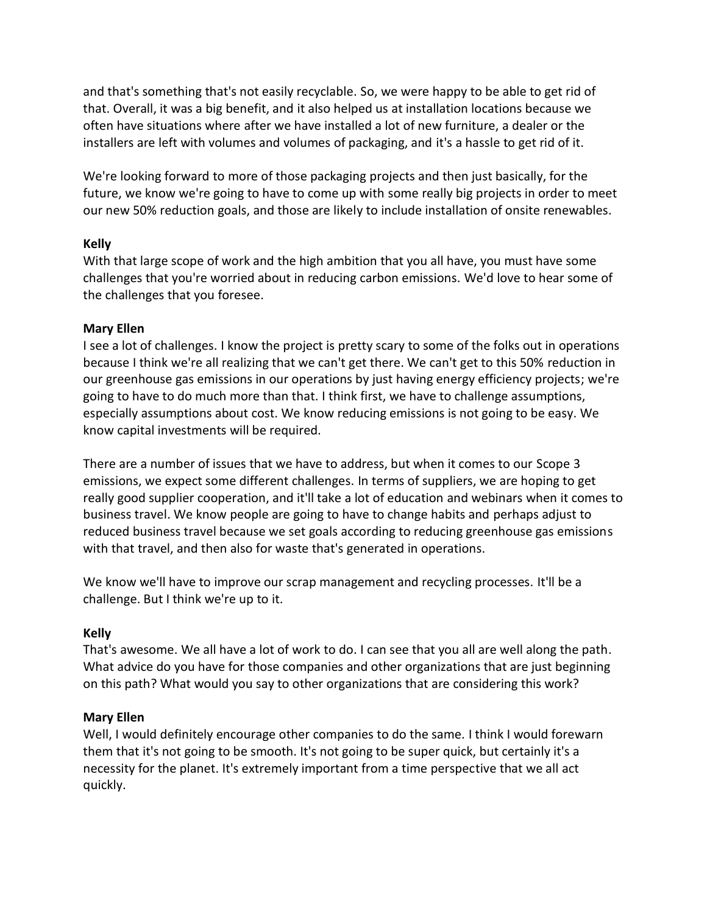and that's something that's not easily recyclable. So, we were happy to be able to get rid of that. Overall, it was a big benefit, and it also helped us at installation locations because we often have situations where after we have installed a lot of new furniture, a dealer or the installers are left with volumes and volumes of packaging, and it's a hassle to get rid of it.

We're looking forward to more of those packaging projects and then just basically, for the future, we know we're going to have to come up with some really big projects in order to meet our new 50% reduction goals, and those are likely to include installation of onsite renewables.

**Kelly**
With that large scope of work and the high ambition that you all have, you must have some challenges that you're worried about in reducing carbon emissions. We'd love to hear some of the challenges that you foresee.

**Mary Ellen**
I see a lot of challenges. I know the project is pretty scary to some of the folks out in operations because I think we're all realizing that we can't get there. We can't get to this 50% reduction in our greenhouse gas emissions in our operations by just having energy efficiency projects; we're going to have to do much more than that. I think first, we have to challenge assumptions, especially assumptions about cost. We know reducing emissions is not going to be easy. We know capital investments will be required.

There are a number of issues that we have to address, but when it comes to our Scope 3 emissions, we expect some different challenges. In terms of suppliers, we are hoping to get really good supplier cooperation, and it'll take a lot of education and webinars when it comes to business travel. We know people are going to have to change habits and perhaps adjust to reduced business travel because we set goals according to reducing greenhouse gas emissions with that travel, and then also for waste that's generated in operations.

We know we'll have to improve our scrap management and recycling processes. It'll be a challenge. But I think we're up to it.

**Kelly**
That's awesome. We all have a lot of work to do. I can see that you all are well along the path. What advice do you have for those companies and other organizations that are just beginning on this path? What would you say to other organizations that are considering this work?

**Mary Ellen**
Well, I would definitely encourage other companies to do the same. I think I would forewarn them that it's not going to be smooth. It's not going to be super quick, but certainly it's a necessity for the planet. It's extremely important from a time perspective that we all act quickly.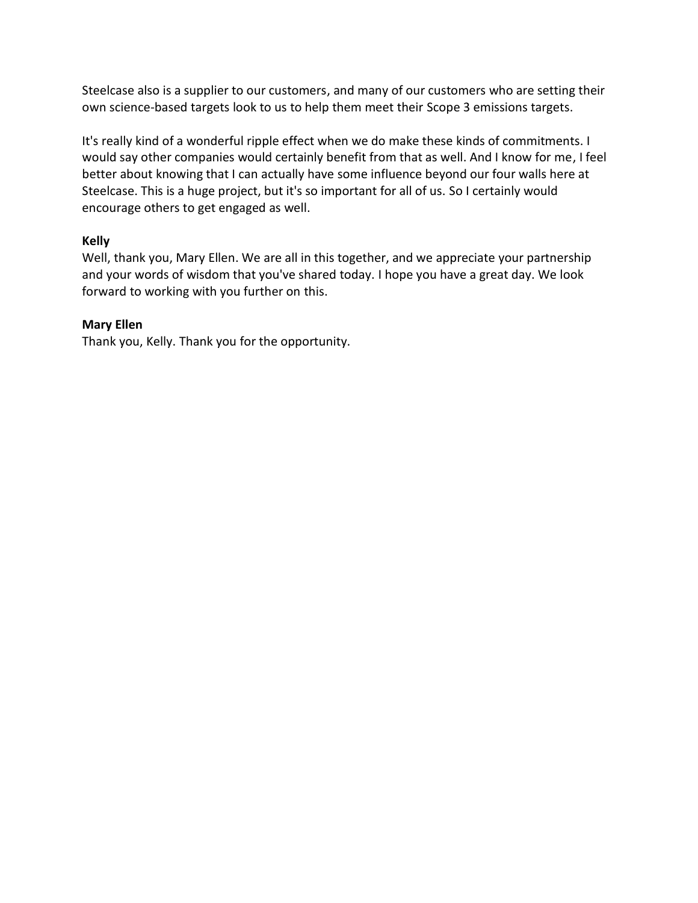Steelcase also is a supplier to our customers, and many of our customers who are setting their own science-based targets look to us to help them meet their Scope 3 emissions targets.

It's really kind of a wonderful ripple effect when we do make these kinds of commitments. I would say other companies would certainly benefit from that as well. And I know for me, I feel better about knowing that I can actually have some influence beyond our four walls here at Steelcase. This is a huge project, but it's so important for all of us. So I certainly would encourage others to get engaged as well.

**Kelly**
Well, thank you, Mary Ellen. We are all in this together, and we appreciate your partnership and your words of wisdom that you've shared today. I hope you have a great day. We look forward to working with you further on this.

**Mary Ellen**
Thank you, Kelly. Thank you for the opportunity.